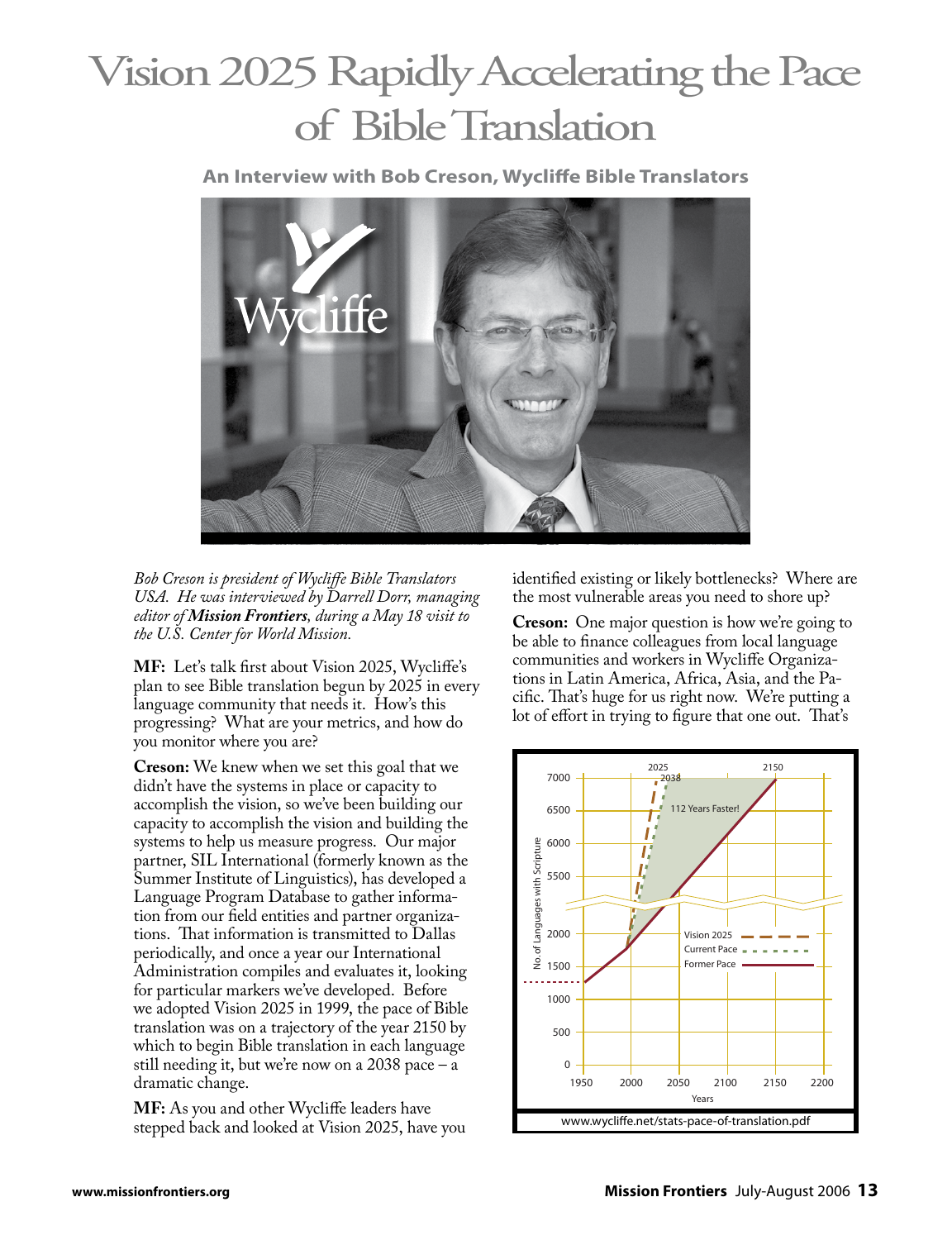# Vision 2025 Rapidly Accelerating the Pace of Bible Translation

### An Interview with Bob Creson, Wycliffe Bible Translators

*Bob Creson is president of Wycliffe Bible Translators USA. He was interviewed by Darrell Dorr, managing editor of* ***Mission Frontiers****, during a May 18 visit to the U.S. Center for World Mission.*

**MF:** Let's talk first about Vision 2025, Wycliffe's plan to see Bible translation begun by 2025 in every language community that needs it. How's this progressing? What are your metrics, and how do you monitor where you are?

**Creson:** We knew when we set this goal that we didn't have the systems in place or capacity to accomplish the vision, so we've been building our capacity to accomplish the vision and building the systems to help us measure progress. Our major partner, SIL International (formerly known as the Summer Institute of Linguistics), has developed a Language Program Database to gather information from our field entities and partner organizations. That information is transmitted to Dallas periodically, and once a year our International Administration compiles and evaluates it, looking for particular markers we've developed. Before we adopted Vision 2025 in 1999, the pace of Bible translation was on a trajectory of the year 2150 by which to begin Bible translation in each language still needing it, but we're now on a 2038 pace – a dramatic change.

**MF:** As you and other Wycliffe leaders have stepped back and looked at Vision 2025, have you identified existing or likely bottlenecks? Where are the most vulnerable areas you need to shore up?

**Creson:** One major question is how we're going to be able to finance colleagues from local language communities and workers in Wycliffe Organizations in Latin America, Africa, Asia, and the Pacific. That's huge for us right now. We're putting a lot of effort in trying to figure that one out. That's

www.wycliffe.net/stats-pace-of-translation.pdf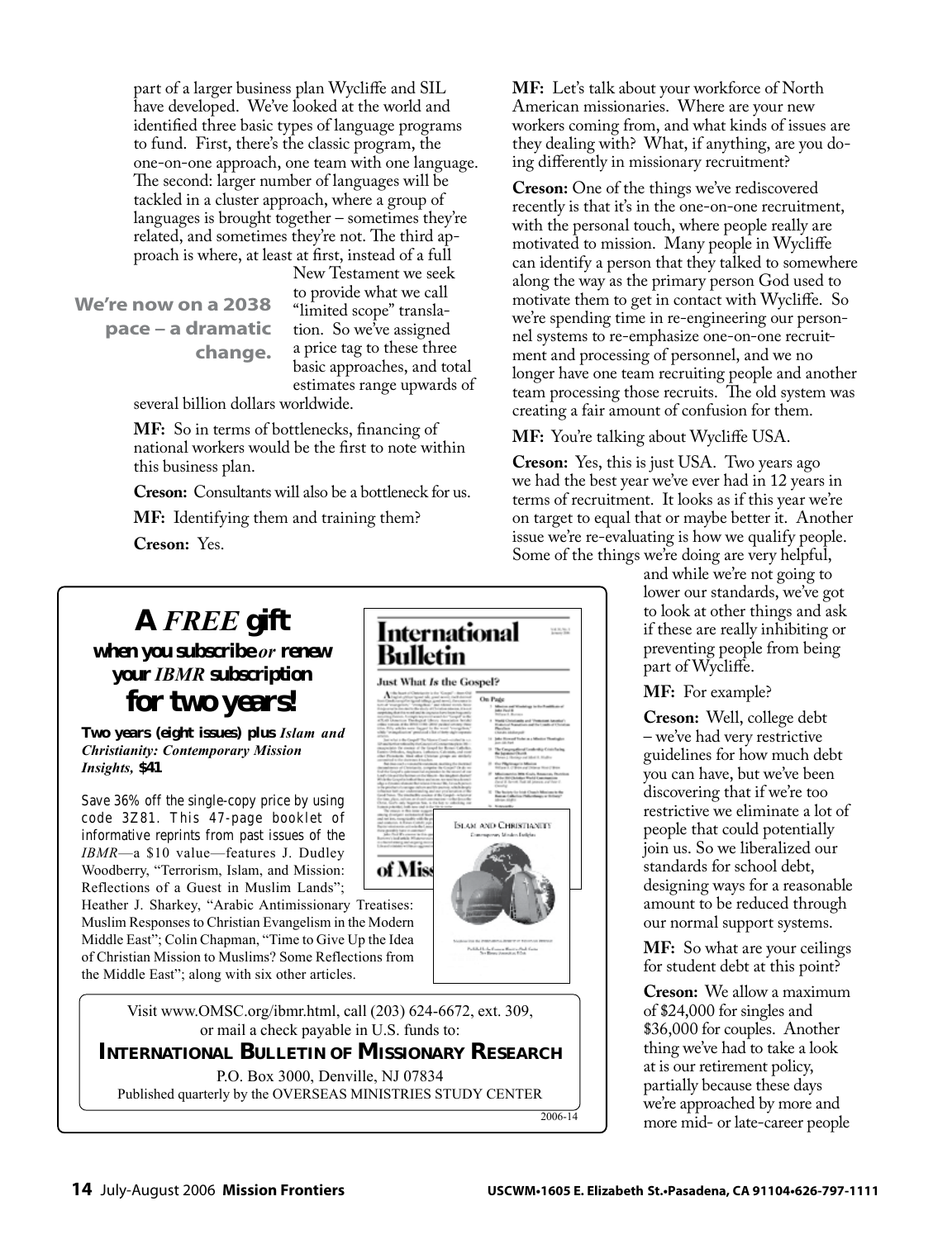part of a larger business plan Wycliffe and SIL have developed. We've looked at the world and identified three basic types of language programs to fund. First, there's the classic program, the one-on-one approach, one team with one language. The second: larger number of languages will be tackled in a cluster approach, where a group of languages is brought together – sometimes they're related, and sometimes they're not. The third approach is where, at least at first, instead of a full New Testament we seek to provide what we call "limited scope" translation. So we've assigned a price tag to these three basic approaches, and total estimates range upwards of several billion dollars worldwide.

**We're now on a 2038 pace – a dramatic change.**

**MF:** So in terms of bottlenecks, financing of national workers would be the first to note within this business plan.

**Creson:** Consultants will also be a bottleneck for us.

**MF:** Identifying them and training them?

**Creson:** Yes.

**MF:** Let's talk about your workforce of North American missionaries. Where are your new workers coming from, and what kinds of issues are they dealing with? What, if anything, are you doing differently in missionary recruitment?

**Creson:** One of the things we've rediscovered recently is that it's in the one-on-one recruitment, with the personal touch, where people really are motivated to mission. Many people in Wycliffe can identify a person that they talked to somewhere along the way as the primary person God used to motivate them to get in contact with Wycliffe. So we're spending time in re-engineering our personnel systems to re-emphasize one-on-one recruitment and processing of personnel, and we no longer have one team recruiting people and another team processing those recruits. The old system was creating a fair amount of confusion for them.

**MF:** You're talking about Wycliffe USA.

**Creson:** Yes, this is just USA. Two years ago we had the best year we've ever had in 12 years in terms of recruitment. It looks as if this year we're on target to equal that or maybe better it. Another issue we're re-evaluating is how we qualify people. Some of the things we're doing are very helpful, and while we're not going to lower our standards, we've got to look at other things and ask if these are really inhibiting or preventing people from being part of Wycliffe.

**MF:** For example?

**Creson:** Well, college debt – we've had very restrictive guidelines for how much debt you can have, but we've been discovering that if we're too restrictive we eliminate a lot of people that could potentially join us. So we liberalized our standards for school debt, designing ways for a reasonable amount to be reduced through our normal support systems.

**MF:** So what are your ceilings for student debt at this point?

**Creson:** We allow a maximum of $24,000 for singles and $36,000 for couples. Another thing we've had to take a look at is our retirement policy, partially because these days we're approached by more and more mid- or late-career people

---

## A *FREE* gift

### when you subscribe *or* renew your *IBMR* subscription

## for two years!

**Two years (eight issues) plus *Islam and Christianity: Contemporary Mission Insights,* $41**

Save 36% off the single-copy price by using code 3Z81. This 47-page booklet of informative reprints from past issues of the *IBMR*—a $10 value—features J. Dudley Woodberry, "Terrorism, Islam, and Mission: Reflections of a Guest in Muslim Lands"; Heather J. Sharkey, "Arabic Antimissionary Treatises: Muslim Responses to Christian Evangelism in the Modern Middle East"; Colin Chapman, "Time to Give Up the Idea of Christian Mission to Muslims? Some Reflections from the Middle East"; along with six other articles.

Visit www.OMSC.org/ibmr.html, call (203) 624-6672, ext. 309, or mail a check payable in U.S. funds to:

**INTERNATIONAL BULLETIN OF MISSIONARY RESEARCH**

P.O. Box 3000, Denville, NJ 07834

Published quarterly by the OVERSEAS MINISTRIES STUDY CENTER

2006-14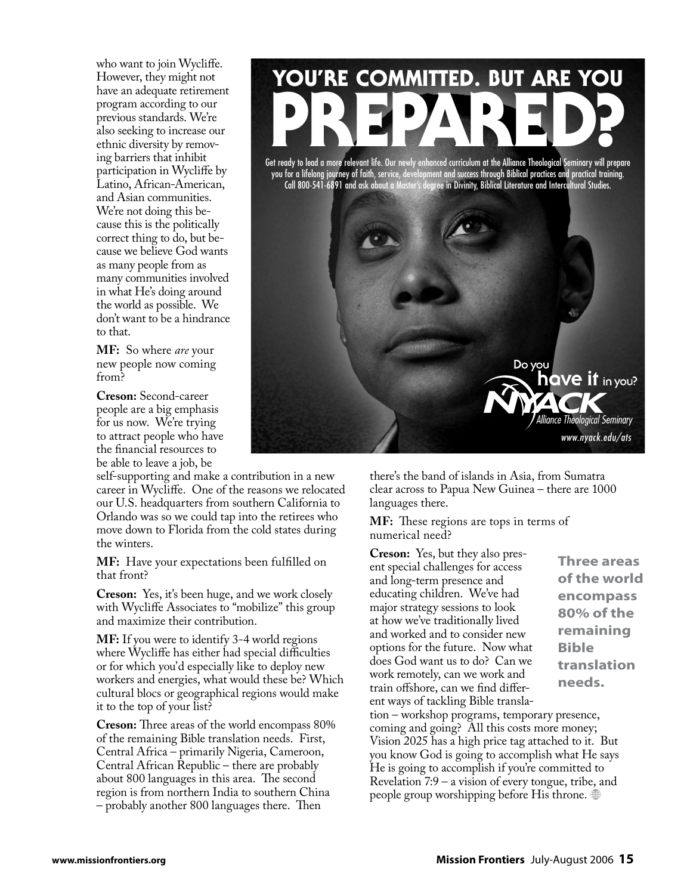who want to join Wycliffe. However, they might not have an adequate retirement program according to our previous standards. We're also seeking to increase our ethnic diversity by removing barriers that inhibit participation in Wycliffe by Latino, African-American, and Asian communities. We're not doing this because this is the politically correct thing to do, but because we believe God wants as many people from as many communities involved in what He's doing around the world as possible. We don't want to be a hindrance to that.

**MF:** So where *are* your new people now coming from?

**Creson:** Second-career people are a big emphasis for us now. We're trying to attract people who have the financial resources to be able to leave a job, be self-supporting and make a contribution in a new career in Wycliffe. One of the reasons we relocated our U.S. headquarters from southern California to Orlando was so we could tap into the retirees who move down to Florida from the cold states during the winters.

**MF:** Have your expectations been fulfilled on that front?

**Creson:** Yes, it's been huge, and we work closely with Wycliffe Associates to "mobilize" this group and maximize their contribution.

**MF:** If you were to identify 3-4 world regions where Wycliffe has either had special difficulties or for which you'd especially like to deploy new workers and energies, what would these be? Which cultural blocs or geographical regions would make it to the top of your list?

**Creson:** Three areas of the world encompass 80% of the remaining Bible translation needs. First, Central Africa – primarily Nigeria, Cameroon, Central African Republic – there are probably about 800 languages in this area. The second region is from northern India to southern China – probably another 800 languages there. Then there's the band of islands in Asia, from Sumatra clear across to Papua New Guinea – there are 1000 languages there.

**MF:** These regions are tops in terms of numerical need?

**Creson:** Yes, but they also present special challenges for access and long-term presence and educating children. We've had major strategy sessions to look at how we've traditionally lived and worked and to consider new options for the future. Now what does God want us to do? Can we work remotely, can we work and train offshore, can we find different ways of tackling Bible translation – workshop programs, temporary presence, coming and going? All this costs more money; Vision 2025 has a high price tag attached to it. But you know God is going to accomplish what He says He is going to accomplish if you're committed to Revelation 7:9 – a vision of every tongue, tribe, and people group worshipping before His throne.

**Three areas of the world encompass 80% of the remaining Bible translation needs.**

YOU'RE COMMITTED. BUT ARE YOU PREPARED?

Get ready to lead a more relevant life. Our newly enhanced curriculum at the Alliance Theological Seminary will prepare you for a lifelong journey of faith, service, development and success through Biblical practices and practical training. Call 800-541-6891 and ask about a Master's degree in Divinity, Biblical Literature and Intercultural Studies.

Do you have it in you?

NYACK Alliance Theological Seminary

www.nyack.edu/ats